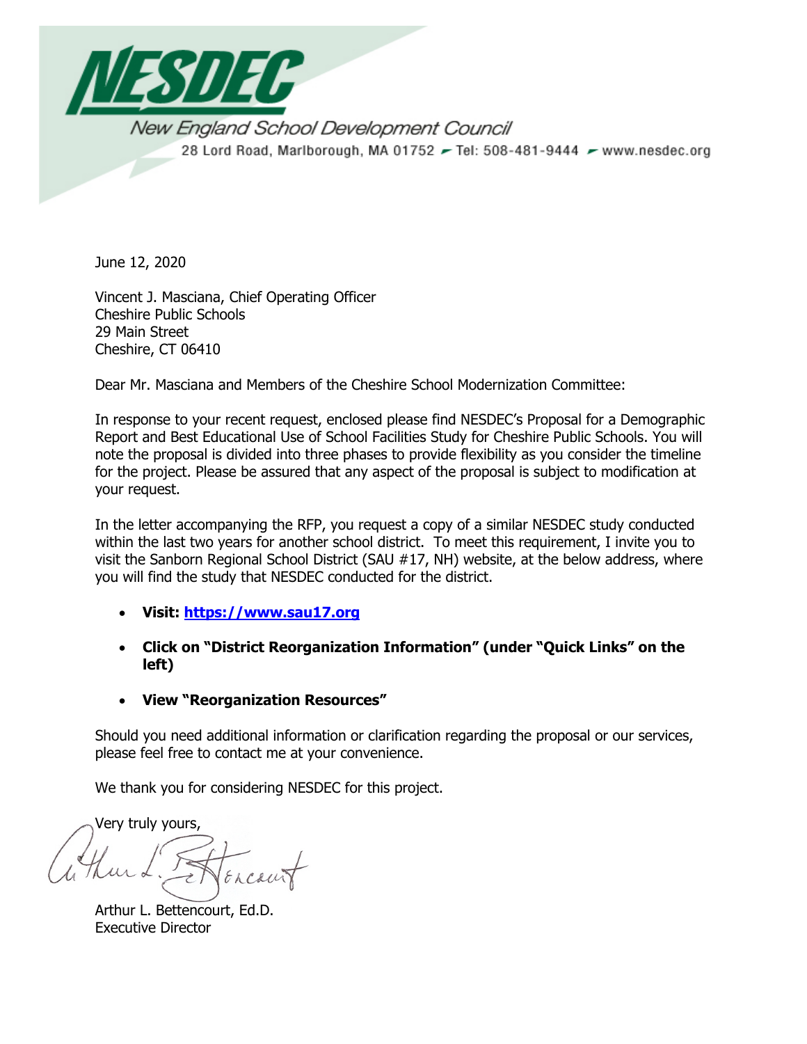# NESDEC

New England School Development Council

28 Lord Road, Marlborough, MA 01752 ▸ Tel: 508-481-9444 ▸ www.nesdec.org

June 12, 2020

Vincent J. Masciana, Chief Operating Officer
Cheshire Public Schools
29 Main Street
Cheshire, CT 06410

Dear Mr. Masciana and Members of the Cheshire School Modernization Committee:

In response to your recent request, enclosed please find NESDEC's Proposal for a Demographic Report and Best Educational Use of School Facilities Study for Cheshire Public Schools. You will note the proposal is divided into three phases to provide flexibility as you consider the timeline for the project. Please be assured that any aspect of the proposal is subject to modification at your request.

In the letter accompanying the RFP, you request a copy of a similar NESDEC study conducted within the last two years for another school district. To meet this requirement, I invite you to visit the Sanborn Regional School District (SAU #17, NH) website, at the below address, where you will find the study that NESDEC conducted for the district.

- **Visit: https://www.sau17.org**
- **Click on "District Reorganization Information" (under "Quick Links" on the left)**
- **View "Reorganization Resources"**

Should you need additional information or clarification regarding the proposal or our services, please feel free to contact me at your convenience.

We thank you for considering NESDEC for this project.

Very truly yours,

Arthur L. Bettencourt, Ed.D.
Executive Director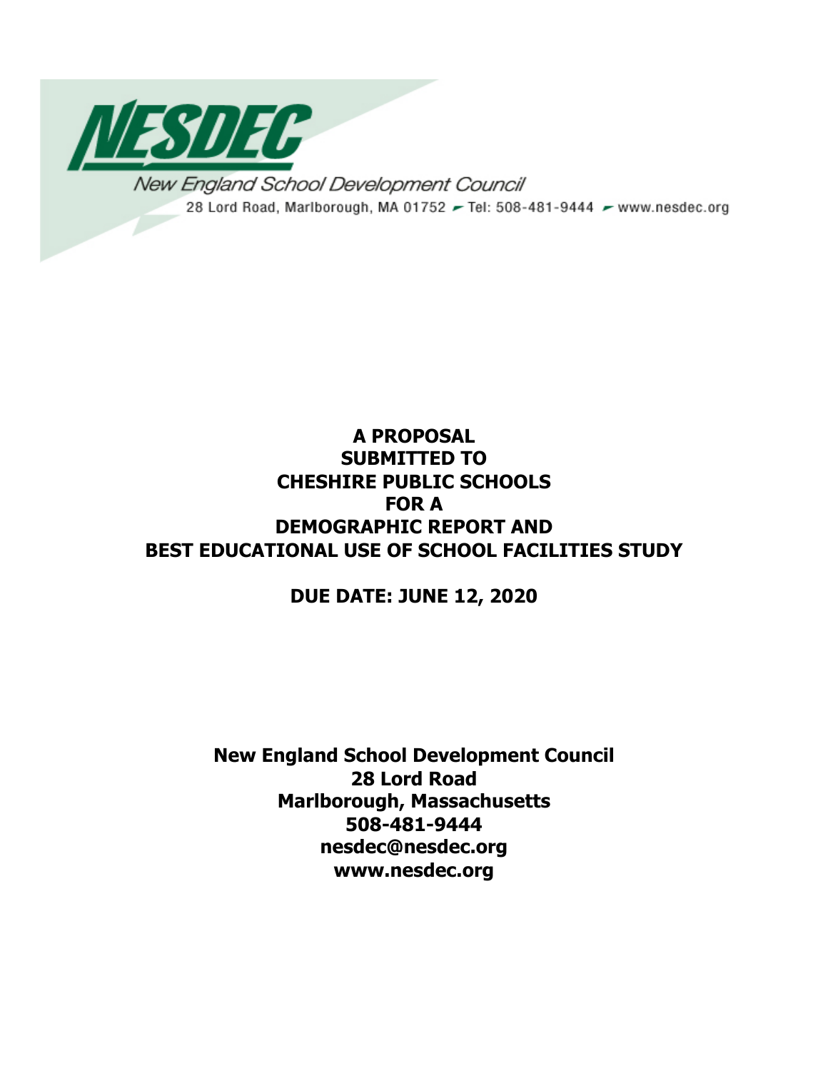**NESDEC**

New England School Development Council

28 Lord Road, Marlborough, MA 01752 – Tel: 508-481-9444 – www.nesdec.org

**A PROPOSAL**
**SUBMITTED TO**
**CHESHIRE PUBLIC SCHOOLS**
**FOR A**
**DEMOGRAPHIC REPORT AND**
**BEST EDUCATIONAL USE OF SCHOOL FACILITIES STUDY**

**DUE DATE: JUNE 12, 2020**

**New England School Development Council**
**28 Lord Road**
**Marlborough, Massachusetts**
**508-481-9444**
**nesdec@nesdec.org**
**www.nesdec.org**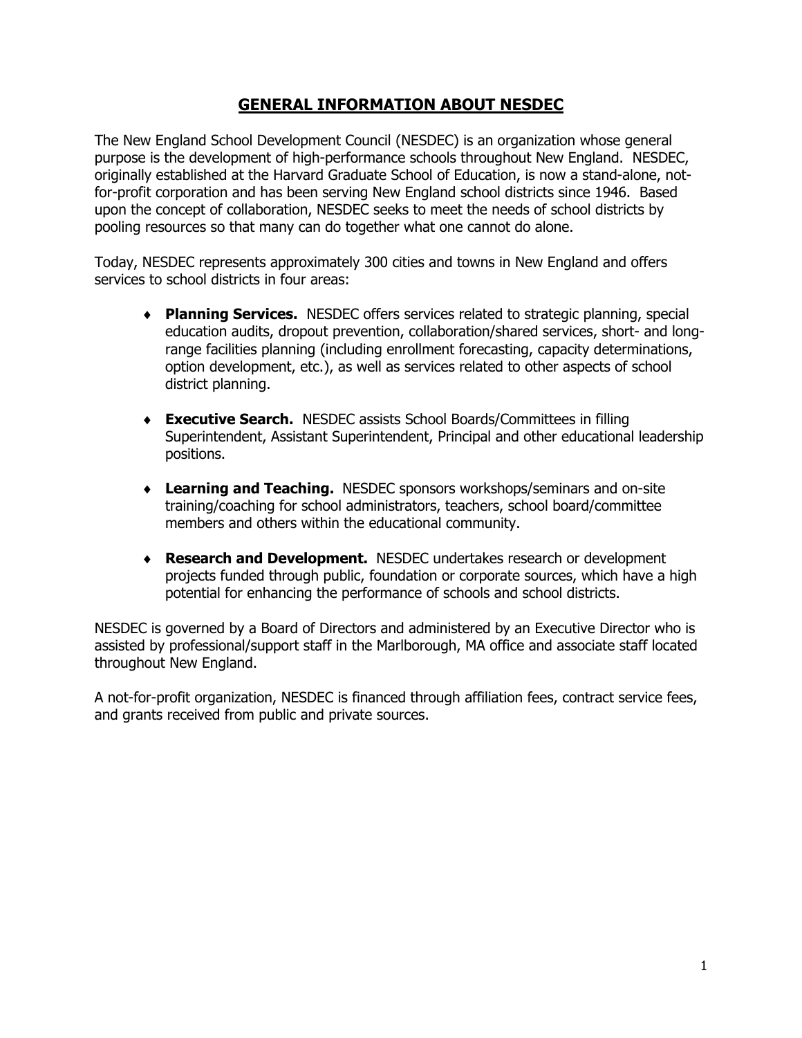## GENERAL INFORMATION ABOUT NESDEC

The New England School Development Council (NESDEC) is an organization whose general purpose is the development of high-performance schools throughout New England. NESDEC, originally established at the Harvard Graduate School of Education, is now a stand-alone, not-for-profit corporation and has been serving New England school districts since 1946. Based upon the concept of collaboration, NESDEC seeks to meet the needs of school districts by pooling resources so that many can do together what one cannot do alone.

Today, NESDEC represents approximately 300 cities and towns in New England and offers services to school districts in four areas:

- **Planning Services.** NESDEC offers services related to strategic planning, special education audits, dropout prevention, collaboration/shared services, short- and long-range facilities planning (including enrollment forecasting, capacity determinations, option development, etc.), as well as services related to other aspects of school district planning.

- **Executive Search.** NESDEC assists School Boards/Committees in filling Superintendent, Assistant Superintendent, Principal and other educational leadership positions.

- **Learning and Teaching.** NESDEC sponsors workshops/seminars and on-site training/coaching for school administrators, teachers, school board/committee members and others within the educational community.

- **Research and Development.** NESDEC undertakes research or development projects funded through public, foundation or corporate sources, which have a high potential for enhancing the performance of schools and school districts.

NESDEC is governed by a Board of Directors and administered by an Executive Director who is assisted by professional/support staff in the Marlborough, MA office and associate staff located throughout New England.

A not-for-profit organization, NESDEC is financed through affiliation fees, contract service fees, and grants received from public and private sources.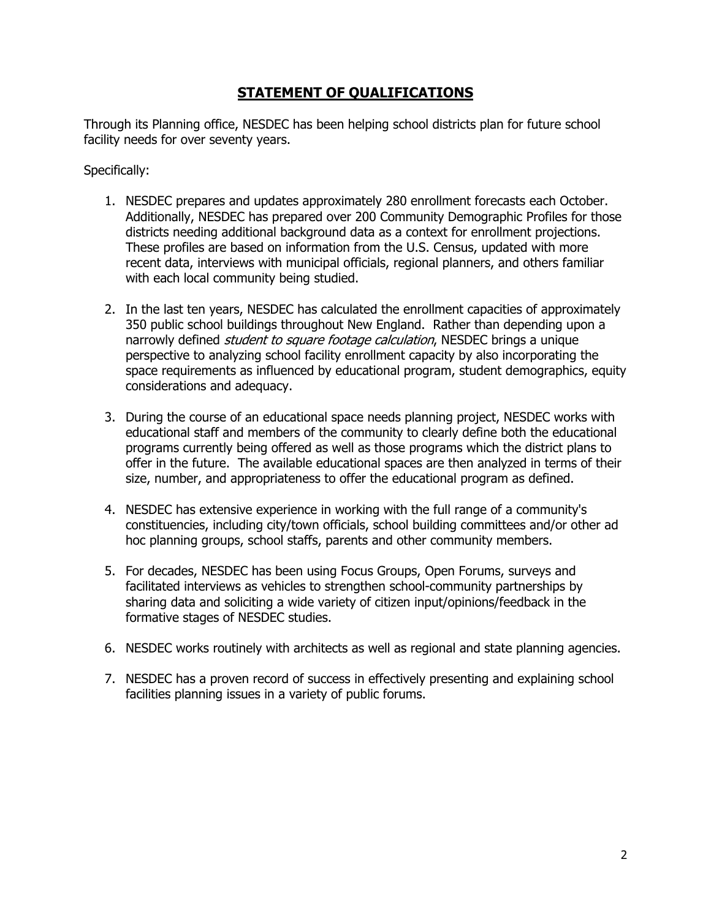## **STATEMENT OF QUALIFICATIONS**

Through its Planning office, NESDEC has been helping school districts plan for future school facility needs for over seventy years.

Specifically:

1. NESDEC prepares and updates approximately 280 enrollment forecasts each October. Additionally, NESDEC has prepared over 200 Community Demographic Profiles for those districts needing additional background data as a context for enrollment projections. These profiles are based on information from the U.S. Census, updated with more recent data, interviews with municipal officials, regional planners, and others familiar with each local community being studied.

2. In the last ten years, NESDEC has calculated the enrollment capacities of approximately 350 public school buildings throughout New England. Rather than depending upon a narrowly defined *student to square footage calculation*, NESDEC brings a unique perspective to analyzing school facility enrollment capacity by also incorporating the space requirements as influenced by educational program, student demographics, equity considerations and adequacy.

3. During the course of an educational space needs planning project, NESDEC works with educational staff and members of the community to clearly define both the educational programs currently being offered as well as those programs which the district plans to offer in the future. The available educational spaces are then analyzed in terms of their size, number, and appropriateness to offer the educational program as defined.

4. NESDEC has extensive experience in working with the full range of a community's constituencies, including city/town officials, school building committees and/or other ad hoc planning groups, school staffs, parents and other community members.

5. For decades, NESDEC has been using Focus Groups, Open Forums, surveys and facilitated interviews as vehicles to strengthen school-community partnerships by sharing data and soliciting a wide variety of citizen input/opinions/feedback in the formative stages of NESDEC studies.

6. NESDEC works routinely with architects as well as regional and state planning agencies.

7. NESDEC has a proven record of success in effectively presenting and explaining school facilities planning issues in a variety of public forums.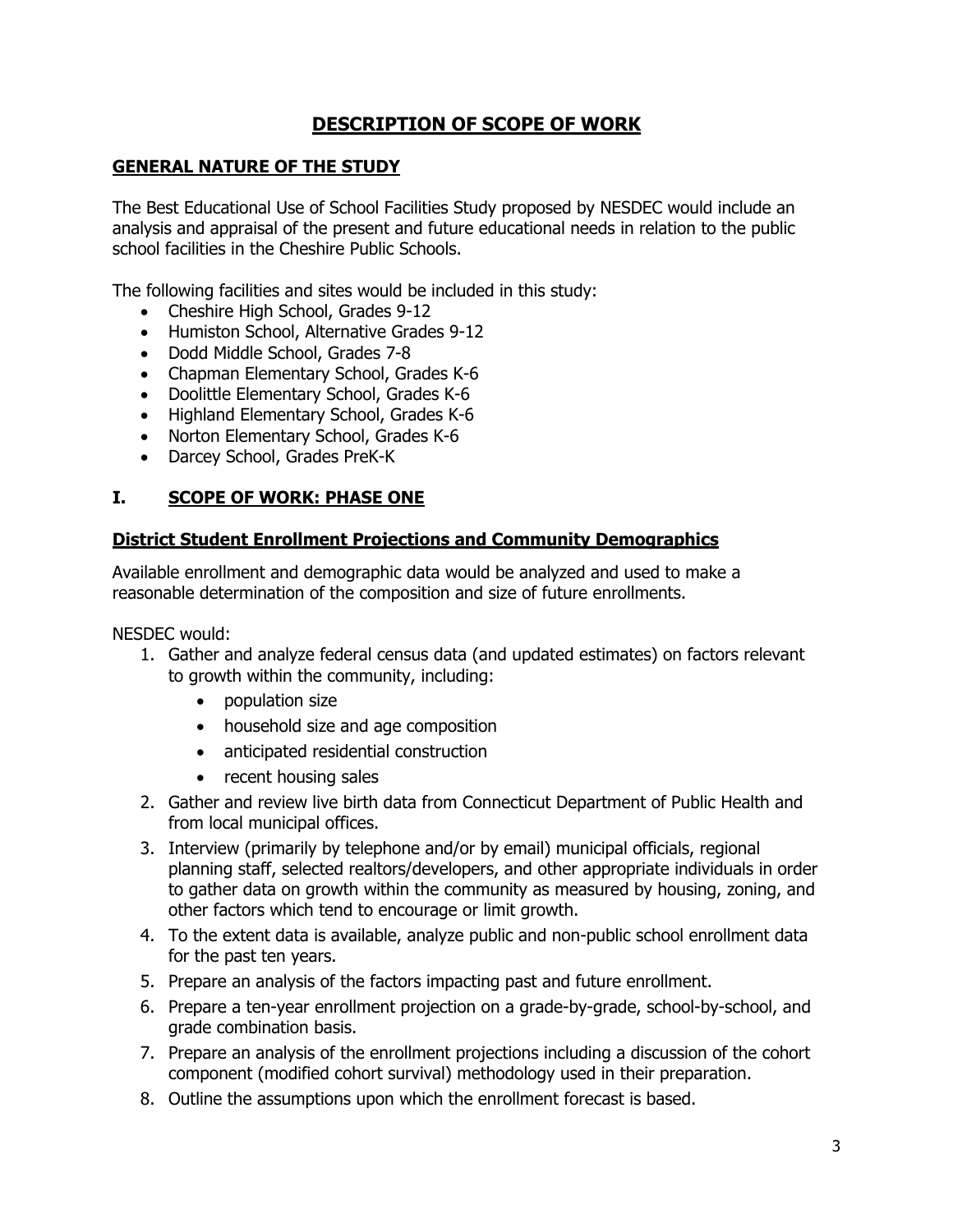# DESCRIPTION OF SCOPE OF WORK

## GENERAL NATURE OF THE STUDY

The Best Educational Use of School Facilities Study proposed by NESDEC would include an analysis and appraisal of the present and future educational needs in relation to the public school facilities in the Cheshire Public Schools.

The following facilities and sites would be included in this study:

- Cheshire High School, Grades 9-12
- Humiston School, Alternative Grades 9-12
- Dodd Middle School, Grades 7-8
- Chapman Elementary School, Grades K-6
- Doolittle Elementary School, Grades K-6
- Highland Elementary School, Grades K-6
- Norton Elementary School, Grades K-6
- Darcey School, Grades PreK-K

## I. SCOPE OF WORK: PHASE ONE

### District Student Enrollment Projections and Community Demographics

Available enrollment and demographic data would be analyzed and used to make a reasonable determination of the composition and size of future enrollments.

NESDEC would:

1. Gather and analyze federal census data (and updated estimates) on factors relevant to growth within the community, including:
   - population size
   - household size and age composition
   - anticipated residential construction
   - recent housing sales
2. Gather and review live birth data from Connecticut Department of Public Health and from local municipal offices.
3. Interview (primarily by telephone and/or by email) municipal officials, regional planning staff, selected realtors/developers, and other appropriate individuals in order to gather data on growth within the community as measured by housing, zoning, and other factors which tend to encourage or limit growth.
4. To the extent data is available, analyze public and non-public school enrollment data for the past ten years.
5. Prepare an analysis of the factors impacting past and future enrollment.
6. Prepare a ten-year enrollment projection on a grade-by-grade, school-by-school, and grade combination basis.
7. Prepare an analysis of the enrollment projections including a discussion of the cohort component (modified cohort survival) methodology used in their preparation.
8. Outline the assumptions upon which the enrollment forecast is based.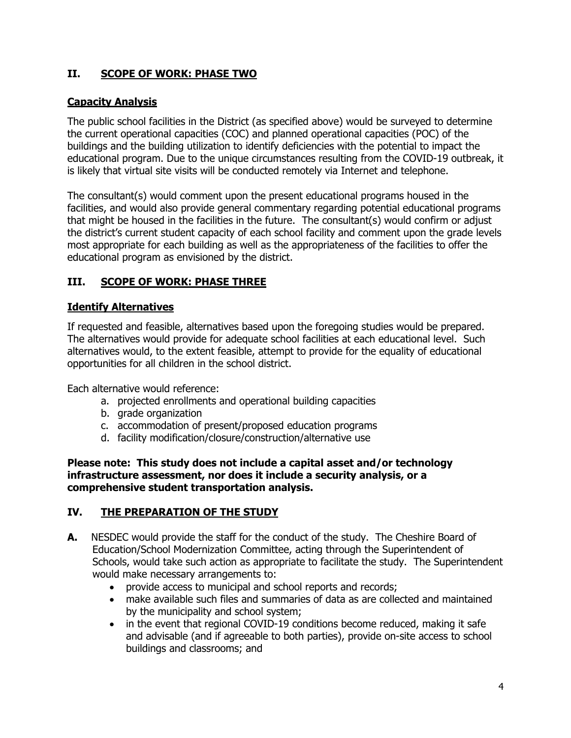## II. SCOPE OF WORK: PHASE TWO

### Capacity Analysis

The public school facilities in the District (as specified above) would be surveyed to determine the current operational capacities (COC) and planned operational capacities (POC) of the buildings and the building utilization to identify deficiencies with the potential to impact the educational program. Due to the unique circumstances resulting from the COVID-19 outbreak, it is likely that virtual site visits will be conducted remotely via Internet and telephone.

The consultant(s) would comment upon the present educational programs housed in the facilities, and would also provide general commentary regarding potential educational programs that might be housed in the facilities in the future. The consultant(s) would confirm or adjust the district's current student capacity of each school facility and comment upon the grade levels most appropriate for each building as well as the appropriateness of the facilities to offer the educational program as envisioned by the district.

## III. SCOPE OF WORK: PHASE THREE

### Identify Alternatives

If requested and feasible, alternatives based upon the foregoing studies would be prepared. The alternatives would provide for adequate school facilities at each educational level. Such alternatives would, to the extent feasible, attempt to provide for the equality of educational opportunities for all children in the school district.

Each alternative would reference:

a. projected enrollments and operational building capacities
b. grade organization
c. accommodation of present/proposed education programs
d. facility modification/closure/construction/alternative use

**Please note: This study does not include a capital asset and/or technology infrastructure assessment, nor does it include a security analysis, or a comprehensive student transportation analysis.**

## IV. THE PREPARATION OF THE STUDY

**A.** NESDEC would provide the staff for the conduct of the study. The Cheshire Board of Education/School Modernization Committee, acting through the Superintendent of Schools, would take such action as appropriate to facilitate the study. The Superintendent would make necessary arrangements to:

- provide access to municipal and school reports and records;
- make available such files and summaries of data as are collected and maintained by the municipality and school system;
- in the event that regional COVID-19 conditions become reduced, making it safe and advisable (and if agreeable to both parties), provide on-site access to school buildings and classrooms; and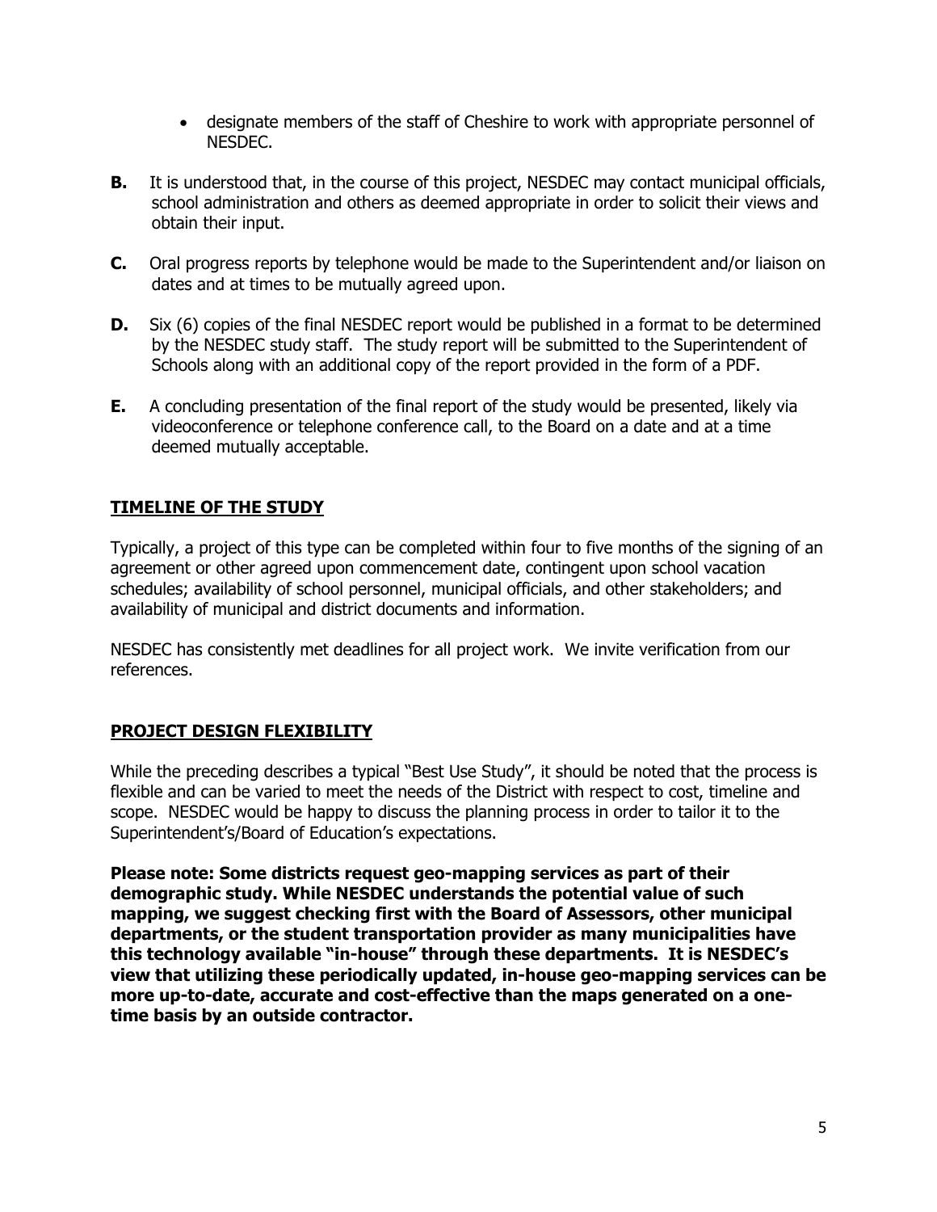- designate members of the staff of Cheshire to work with appropriate personnel of NESDEC.

**B.** It is understood that, in the course of this project, NESDEC may contact municipal officials, school administration and others as deemed appropriate in order to solicit their views and obtain their input.

**C.** Oral progress reports by telephone would be made to the Superintendent and/or liaison on dates and at times to be mutually agreed upon.

**D.** Six (6) copies of the final NESDEC report would be published in a format to be determined by the NESDEC study staff. The study report will be submitted to the Superintendent of Schools along with an additional copy of the report provided in the form of a PDF.

**E.** A concluding presentation of the final report of the study would be presented, likely via videoconference or telephone conference call, to the Board on a date and at a time deemed mutually acceptable.

## TIMELINE OF THE STUDY

Typically, a project of this type can be completed within four to five months of the signing of an agreement or other agreed upon commencement date, contingent upon school vacation schedules; availability of school personnel, municipal officials, and other stakeholders; and availability of municipal and district documents and information.

NESDEC has consistently met deadlines for all project work. We invite verification from our references.

## PROJECT DESIGN FLEXIBILITY

While the preceding describes a typical "Best Use Study", it should be noted that the process is flexible and can be varied to meet the needs of the District with respect to cost, timeline and scope. NESDEC would be happy to discuss the planning process in order to tailor it to the Superintendent's/Board of Education's expectations.

**Please note: Some districts request geo-mapping services as part of their demographic study. While NESDEC understands the potential value of such mapping, we suggest checking first with the Board of Assessors, other municipal departments, or the student transportation provider as many municipalities have this technology available "in-house" through these departments. It is NESDEC's view that utilizing these periodically updated, in-house geo-mapping services can be more up-to-date, accurate and cost-effective than the maps generated on a one-time basis by an outside contractor.**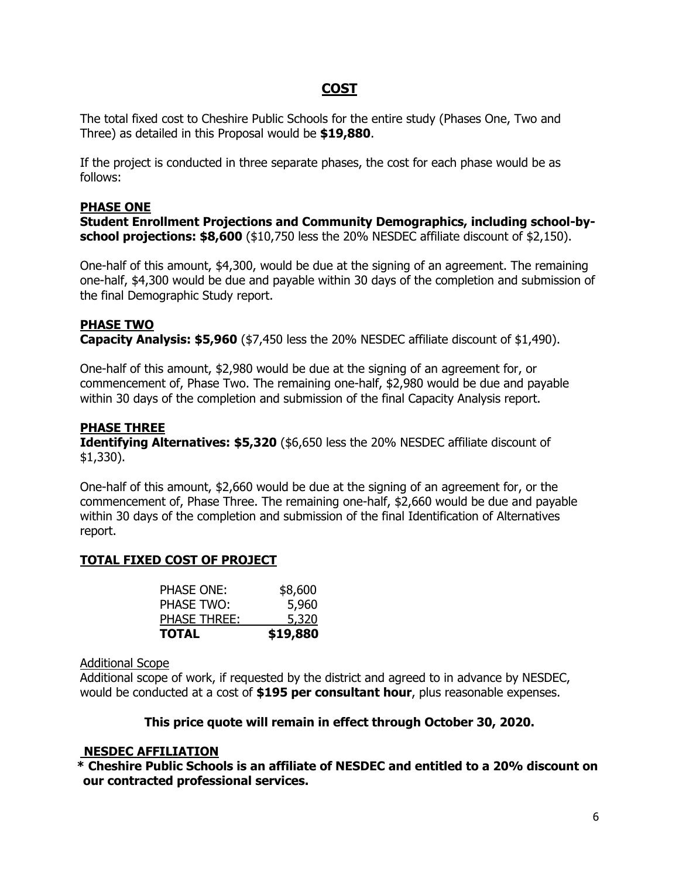# COST

The total fixed cost to Cheshire Public Schools for the entire study (Phases One, Two and Three) as detailed in this Proposal would be **$19,880**.

If the project is conducted in three separate phases, the cost for each phase would be as follows:

## PHASE ONE

**Student Enrollment Projections and Community Demographics, including school-by-school projections: $8,600** ($10,750 less the 20% NESDEC affiliate discount of $2,150).

One-half of this amount, $4,300, would be due at the signing of an agreement. The remaining one-half, $4,300 would be due and payable within 30 days of the completion and submission of the final Demographic Study report.

## PHASE TWO

**Capacity Analysis: $5,960** ($7,450 less the 20% NESDEC affiliate discount of $1,490).

One-half of this amount, $2,980 would be due at the signing of an agreement for, or commencement of, Phase Two. The remaining one-half, $2,980 would be due and payable within 30 days of the completion and submission of the final Capacity Analysis report.

## PHASE THREE

**Identifying Alternatives: $5,320** ($6,650 less the 20% NESDEC affiliate discount of $1,330).

One-half of this amount, $2,660 would be due at the signing of an agreement for, or the commencement of, Phase Three. The remaining one-half, $2,660 would be due and payable within 30 days of the completion and submission of the final Identification of Alternatives report.

## TOTAL FIXED COST OF PROJECT

| | |
|---|---:|
| PHASE ONE: | $8,600 |
| PHASE TWO: | 5,960 |
| PHASE THREE: | 5,320 |
| **TOTAL** | **$19,880** |

Additional Scope

Additional scope of work, if requested by the district and agreed to in advance by NESDEC, would be conducted at a cost of **$195 per consultant hour**, plus reasonable expenses.

**This price quote will remain in effect through October 30, 2020.**

## NESDEC AFFILIATION

**\* Cheshire Public Schools is an affiliate of NESDEC and entitled to a 20% discount on our contracted professional services.**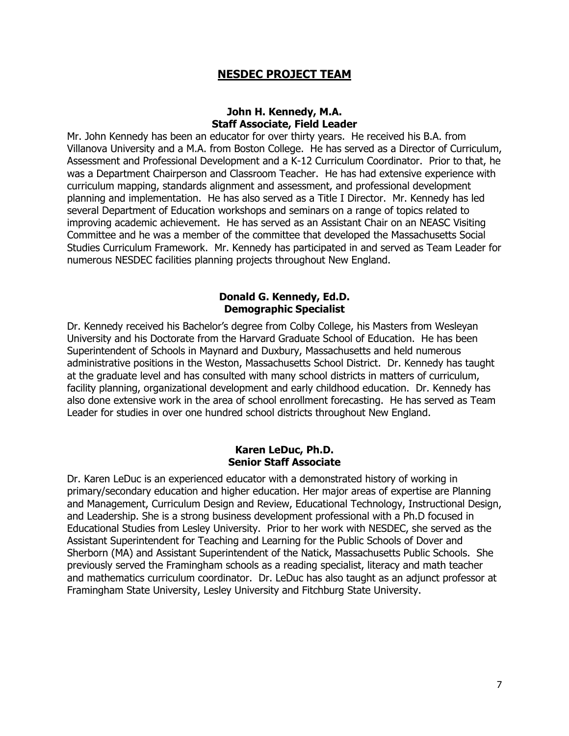## NESDEC PROJECT TEAM

### John H. Kennedy, M.A.
### Staff Associate, Field Leader

Mr. John Kennedy has been an educator for over thirty years. He received his B.A. from Villanova University and a M.A. from Boston College. He has served as a Director of Curriculum, Assessment and Professional Development and a K-12 Curriculum Coordinator. Prior to that, he was a Department Chairperson and Classroom Teacher. He has had extensive experience with curriculum mapping, standards alignment and assessment, and professional development planning and implementation. He has also served as a Title I Director. Mr. Kennedy has led several Department of Education workshops and seminars on a range of topics related to improving academic achievement. He has served as an Assistant Chair on an NEASC Visiting Committee and he was a member of the committee that developed the Massachusetts Social Studies Curriculum Framework. Mr. Kennedy has participated in and served as Team Leader for numerous NESDEC facilities planning projects throughout New England.

### Donald G. Kennedy, Ed.D.
### Demographic Specialist

Dr. Kennedy received his Bachelor's degree from Colby College, his Masters from Wesleyan University and his Doctorate from the Harvard Graduate School of Education. He has been Superintendent of Schools in Maynard and Duxbury, Massachusetts and held numerous administrative positions in the Weston, Massachusetts School District. Dr. Kennedy has taught at the graduate level and has consulted with many school districts in matters of curriculum, facility planning, organizational development and early childhood education. Dr. Kennedy has also done extensive work in the area of school enrollment forecasting. He has served as Team Leader for studies in over one hundred school districts throughout New England.

### Karen LeDuc, Ph.D.
### Senior Staff Associate

Dr. Karen LeDuc is an experienced educator with a demonstrated history of working in primary/secondary education and higher education. Her major areas of expertise are Planning and Management, Curriculum Design and Review, Educational Technology, Instructional Design, and Leadership. She is a strong business development professional with a Ph.D focused in Educational Studies from Lesley University. Prior to her work with NESDEC, she served as the Assistant Superintendent for Teaching and Learning for the Public Schools of Dover and Sherborn (MA) and Assistant Superintendent of the Natick, Massachusetts Public Schools. She previously served the Framingham schools as a reading specialist, literacy and math teacher and mathematics curriculum coordinator. Dr. LeDuc has also taught as an adjunct professor at Framingham State University, Lesley University and Fitchburg State University.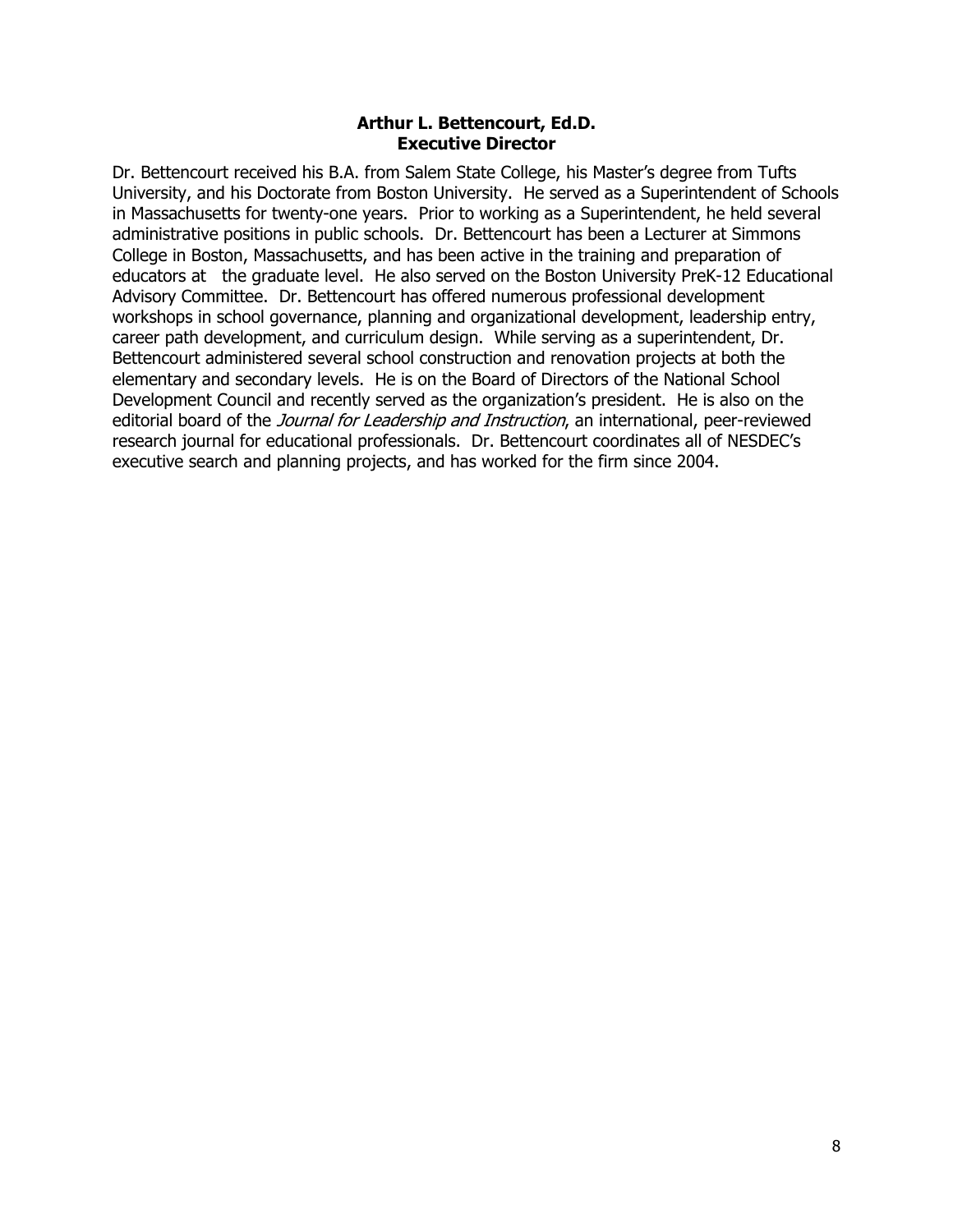**Arthur L. Bettencourt, Ed.D.**
**Executive Director**

Dr. Bettencourt received his B.A. from Salem State College, his Master's degree from Tufts University, and his Doctorate from Boston University. He served as a Superintendent of Schools in Massachusetts for twenty-one years. Prior to working as a Superintendent, he held several administrative positions in public schools. Dr. Bettencourt has been a Lecturer at Simmons College in Boston, Massachusetts, and has been active in the training and preparation of educators at the graduate level. He also served on the Boston University PreK-12 Educational Advisory Committee. Dr. Bettencourt has offered numerous professional development workshops in school governance, planning and organizational development, leadership entry, career path development, and curriculum design. While serving as a superintendent, Dr. Bettencourt administered several school construction and renovation projects at both the elementary and secondary levels. He is on the Board of Directors of the National School Development Council and recently served as the organization's president. He is also on the editorial board of the *Journal for Leadership and Instruction*, an international, peer-reviewed research journal for educational professionals. Dr. Bettencourt coordinates all of NESDEC's executive search and planning projects, and has worked for the firm since 2004.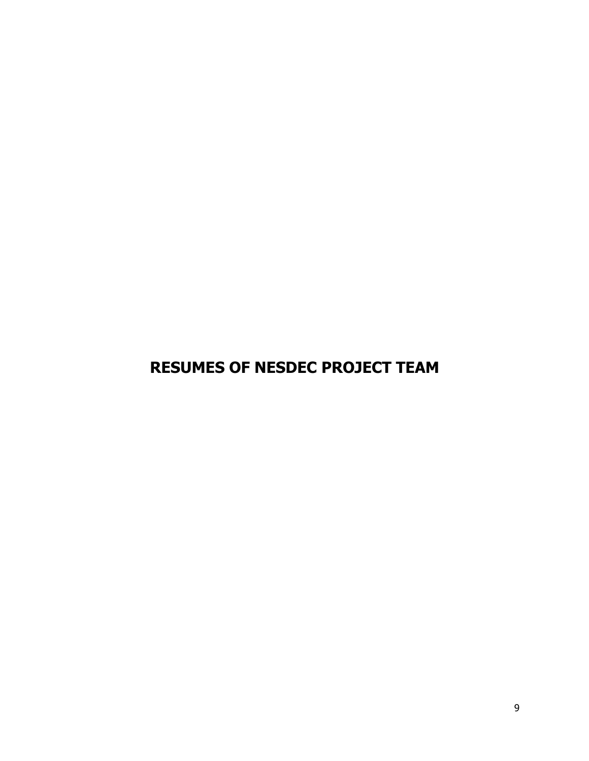# RESUMES OF NESDEC PROJECT TEAM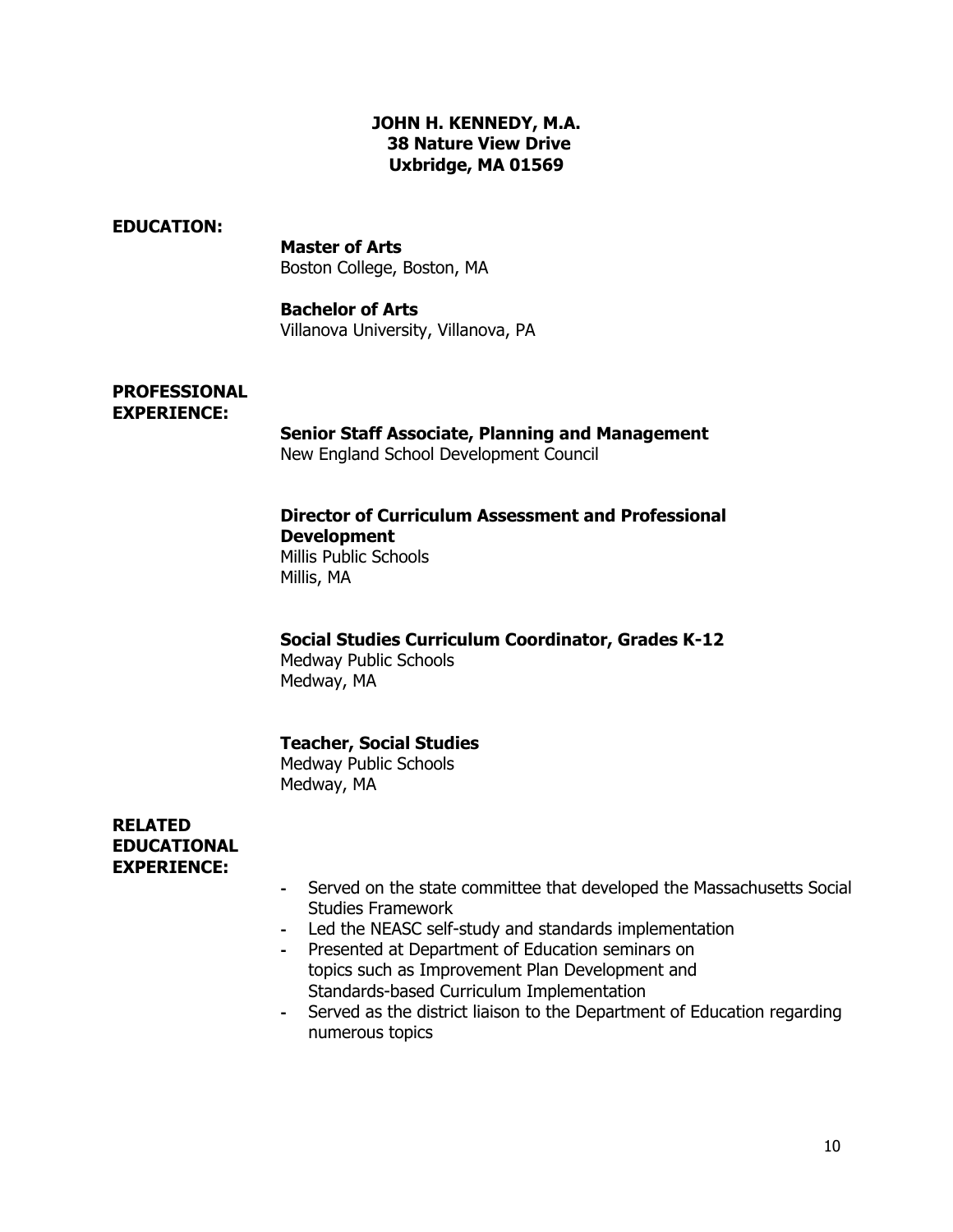**JOHN H. KENNEDY, M.A.**
**38 Nature View Drive**
**Uxbridge, MA 01569**

**EDUCATION:**

**Master of Arts**
Boston College, Boston, MA

**Bachelor of Arts**
Villanova University, Villanova, PA

**PROFESSIONAL EXPERIENCE:**

**Senior Staff Associate, Planning and Management**
New England School Development Council

**Director of Curriculum Assessment and Professional Development**
Millis Public Schools
Millis, MA

**Social Studies Curriculum Coordinator, Grades K-12**
Medway Public Schools
Medway, MA

**Teacher, Social Studies**
Medway Public Schools
Medway, MA

**RELATED EDUCATIONAL EXPERIENCE:**

- Served on the state committee that developed the Massachusetts Social Studies Framework
- Led the NEASC self-study and standards implementation
- Presented at Department of Education seminars on topics such as Improvement Plan Development and Standards-based Curriculum Implementation
- Served as the district liaison to the Department of Education regarding numerous topics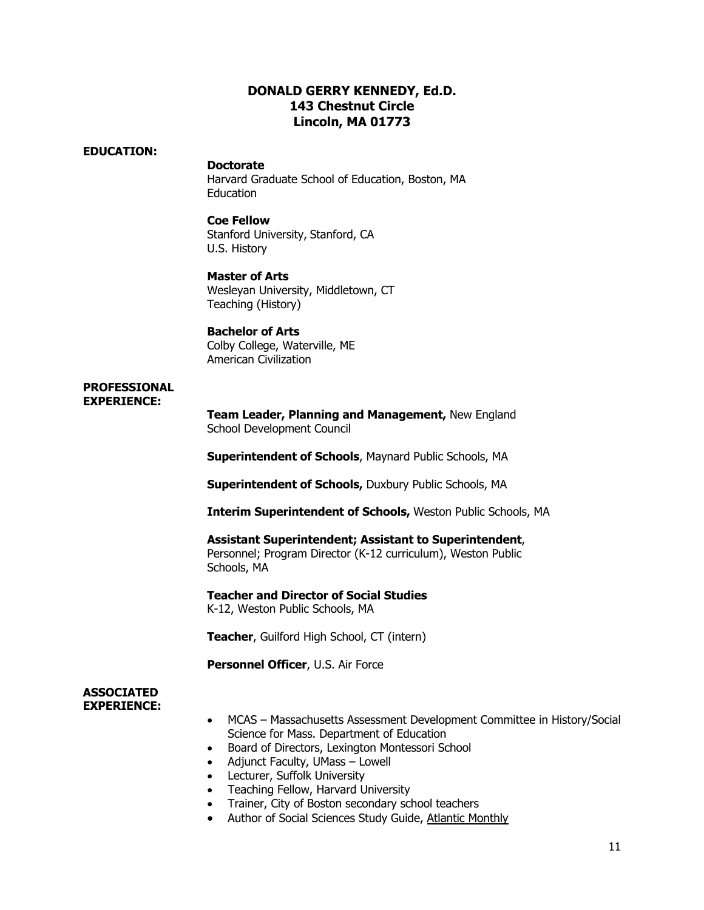# DONALD GERRY KENNEDY, Ed.D.
**143 Chestnut Circle**
**Lincoln, MA 01773**

**EDUCATION:**

**Doctorate**
Harvard Graduate School of Education, Boston, MA
Education

**Coe Fellow**
Stanford University, Stanford, CA
U.S. History

**Master of Arts**
Wesleyan University, Middletown, CT
Teaching (History)

**Bachelor of Arts**
Colby College, Waterville, ME
American Civilization

**PROFESSIONAL EXPERIENCE:**

**Team Leader, Planning and Management,** New England School Development Council

**Superintendent of Schools**, Maynard Public Schools, MA

**Superintendent of Schools,** Duxbury Public Schools, MA

**Interim Superintendent of Schools,** Weston Public Schools, MA

**Assistant Superintendent; Assistant to Superintendent**, Personnel; Program Director (K-12 curriculum), Weston Public Schools, MA

**Teacher and Director of Social Studies**
K-12, Weston Public Schools, MA

**Teacher**, Guilford High School, CT (intern)

**Personnel Officer**, U.S. Air Force

**ASSOCIATED EXPERIENCE:**

- MCAS – Massachusetts Assessment Development Committee in History/Social Science for Mass. Department of Education
- Board of Directors, Lexington Montessori School
- Adjunct Faculty, UMass – Lowell
- Lecturer, Suffolk University
- Teaching Fellow, Harvard University
- Trainer, City of Boston secondary school teachers
- Author of Social Sciences Study Guide, Atlantic Monthly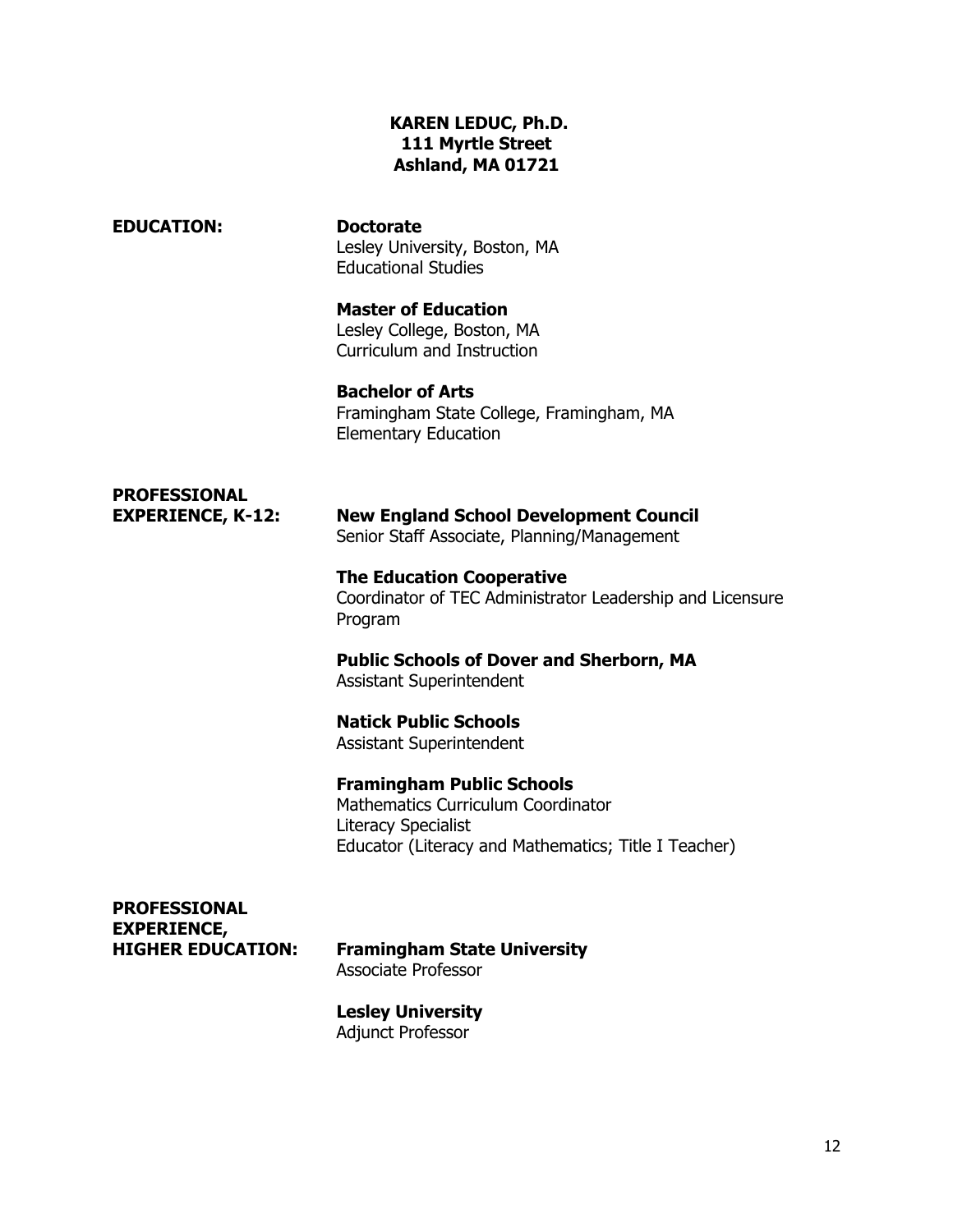**KAREN LEDUC, Ph.D.**
**111 Myrtle Street**
**Ashland, MA 01721**

**EDUCATION:**

**Doctorate**
Lesley University, Boston, MA
Educational Studies

**Master of Education**
Lesley College, Boston, MA
Curriculum and Instruction

**Bachelor of Arts**
Framingham State College, Framingham, MA
Elementary Education

**PROFESSIONAL EXPERIENCE, K-12:**

**New England School Development Council**
Senior Staff Associate, Planning/Management

**The Education Cooperative**
Coordinator of TEC Administrator Leadership and Licensure Program

**Public Schools of Dover and Sherborn, MA**
Assistant Superintendent

**Natick Public Schools**
Assistant Superintendent

**Framingham Public Schools**
Mathematics Curriculum Coordinator
Literacy Specialist
Educator (Literacy and Mathematics; Title I Teacher)

**PROFESSIONAL EXPERIENCE, HIGHER EDUCATION:**

**Framingham State University**
Associate Professor

**Lesley University**
Adjunct Professor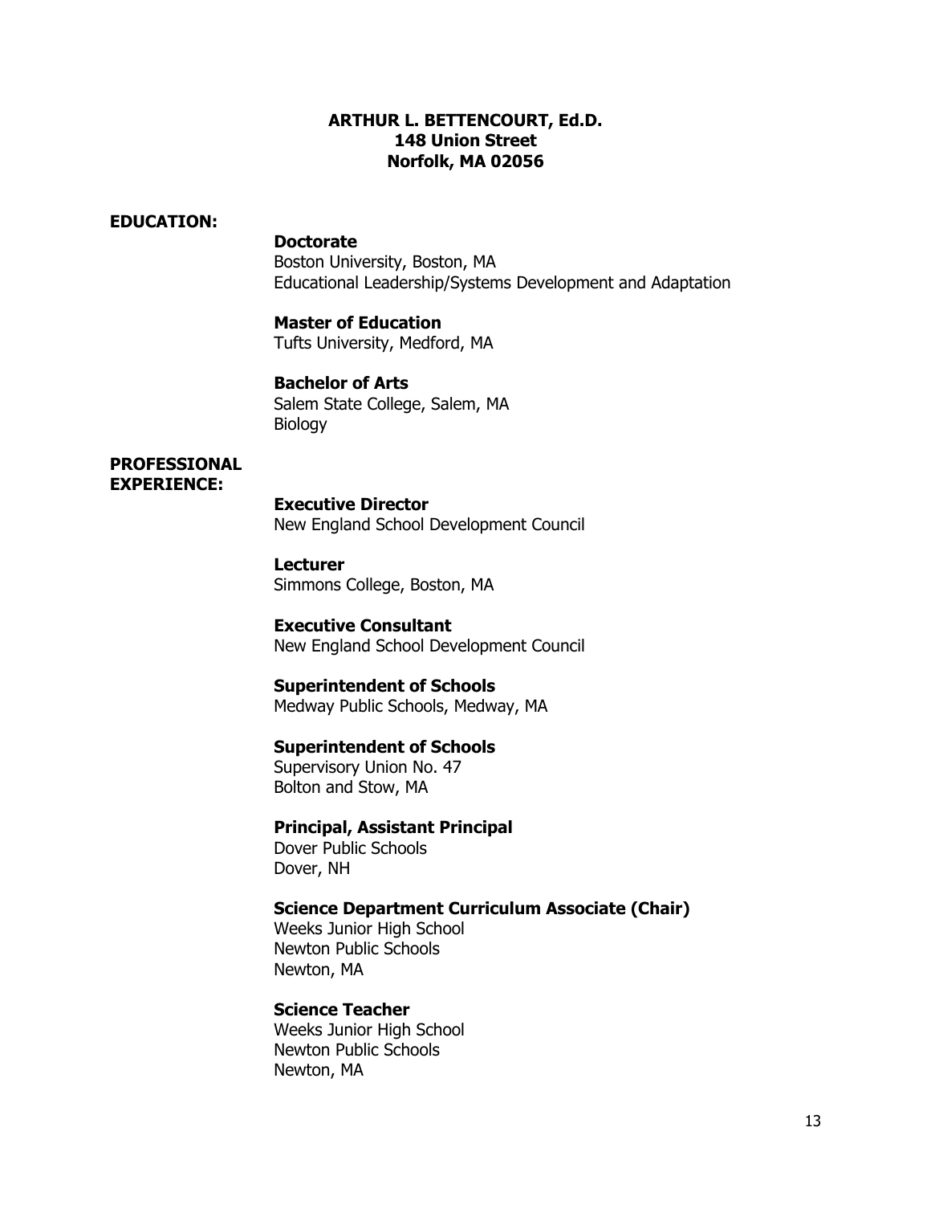**ARTHUR L. BETTENCOURT, Ed.D.**
**148 Union Street**
**Norfolk, MA 02056**

**EDUCATION:**

**Doctorate**
Boston University, Boston, MA
Educational Leadership/Systems Development and Adaptation

**Master of Education**
Tufts University, Medford, MA

**Bachelor of Arts**
Salem State College, Salem, MA
Biology

**PROFESSIONAL EXPERIENCE:**

**Executive Director**
New England School Development Council

**Lecturer**
Simmons College, Boston, MA

**Executive Consultant**
New England School Development Council

**Superintendent of Schools**
Medway Public Schools, Medway, MA

**Superintendent of Schools**
Supervisory Union No. 47
Bolton and Stow, MA

**Principal, Assistant Principal**
Dover Public Schools
Dover, NH

**Science Department Curriculum Associate (Chair)**
Weeks Junior High School
Newton Public Schools
Newton, MA

**Science Teacher**
Weeks Junior High School
Newton Public Schools
Newton, MA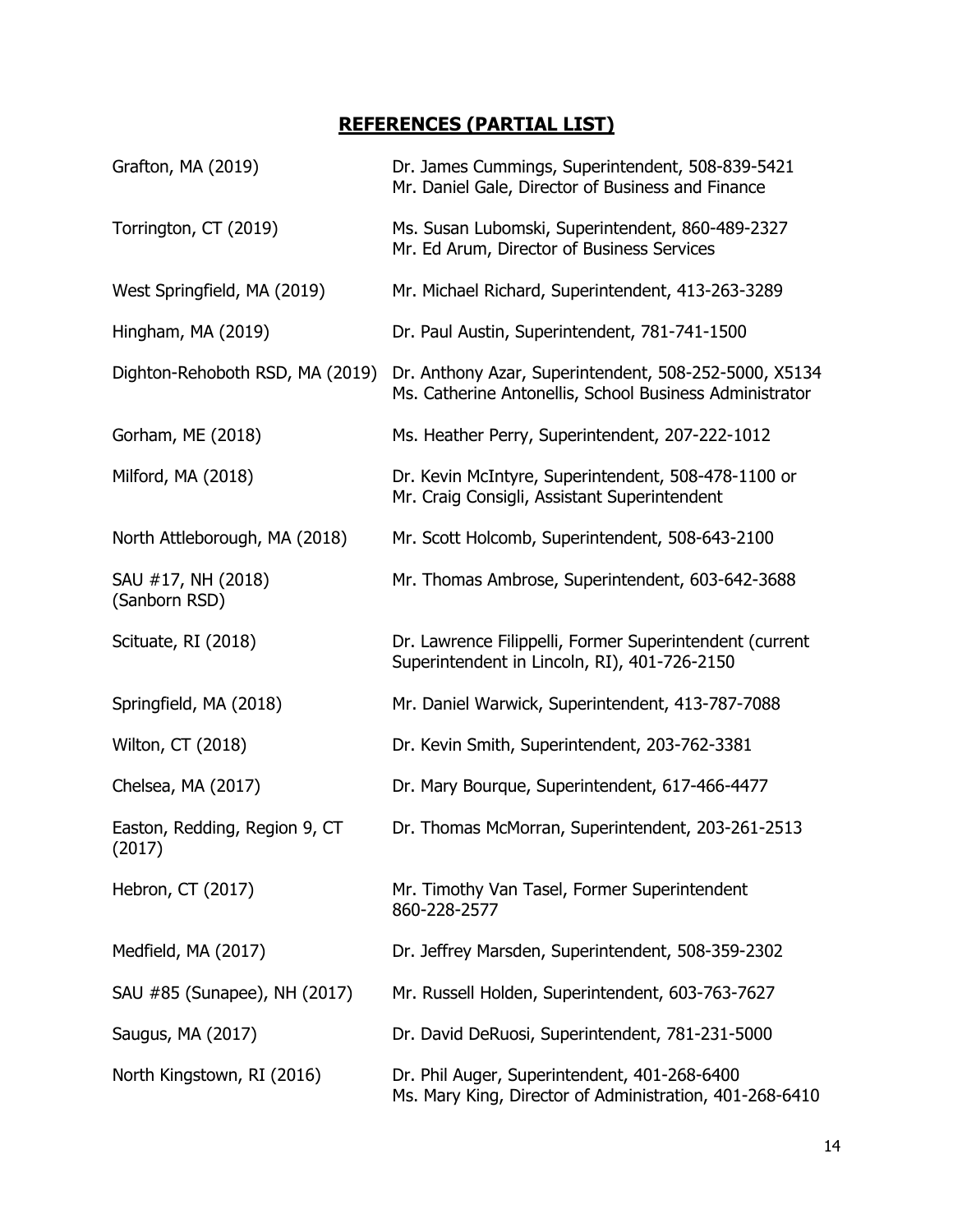## REFERENCES (PARTIAL LIST)

| | |
|---|---|
| Grafton, MA (2019) | Dr. James Cummings, Superintendent, 508-839-5421<br>Mr. Daniel Gale, Director of Business and Finance |
| Torrington, CT (2019) | Ms. Susan Lubomski, Superintendent, 860-489-2327<br>Mr. Ed Arum, Director of Business Services |
| West Springfield, MA (2019) | Mr. Michael Richard, Superintendent, 413-263-3289 |
| Hingham, MA (2019) | Dr. Paul Austin, Superintendent, 781-741-1500 |
| Dighton-Rehoboth RSD, MA (2019) | Dr. Anthony Azar, Superintendent, 508-252-5000, X5134<br>Ms. Catherine Antonellis, School Business Administrator |
| Gorham, ME (2018) | Ms. Heather Perry, Superintendent, 207-222-1012 |
| Milford, MA (2018) | Dr. Kevin McIntyre, Superintendent, 508-478-1100 or<br>Mr. Craig Consigli, Assistant Superintendent |
| North Attleborough, MA (2018) | Mr. Scott Holcomb, Superintendent, 508-643-2100 |
| SAU #17, NH (2018) (Sanborn RSD) | Mr. Thomas Ambrose, Superintendent, 603-642-3688 |
| Scituate, RI (2018) | Dr. Lawrence Filippelli, Former Superintendent (current Superintendent in Lincoln, RI), 401-726-2150 |
| Springfield, MA (2018) | Mr. Daniel Warwick, Superintendent, 413-787-7088 |
| Wilton, CT (2018) | Dr. Kevin Smith, Superintendent, 203-762-3381 |
| Chelsea, MA (2017) | Dr. Mary Bourque, Superintendent, 617-466-4477 |
| Easton, Redding, Region 9, CT (2017) | Dr. Thomas McMorran, Superintendent, 203-261-2513 |
| Hebron, CT (2017) | Mr. Timothy Van Tasel, Former Superintendent<br>860-228-2577 |
| Medfield, MA (2017) | Dr. Jeffrey Marsden, Superintendent, 508-359-2302 |
| SAU #85 (Sunapee), NH (2017) | Mr. Russell Holden, Superintendent, 603-763-7627 |
| Saugus, MA (2017) | Dr. David DeRuosi, Superintendent, 781-231-5000 |
| North Kingstown, RI (2016) | Dr. Phil Auger, Superintendent, 401-268-6400<br>Ms. Mary King, Director of Administration, 401-268-6410 |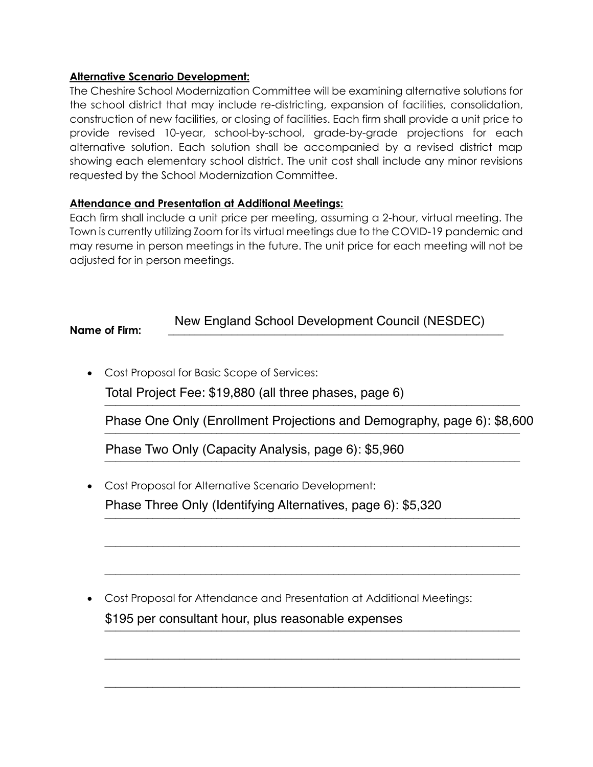**Alternative Scenario Development:**

The Cheshire School Modernization Committee will be examining alternative solutions for the school district that may include re-districting, expansion of facilities, consolidation, construction of new facilities, or closing of facilities. Each firm shall provide a unit price to provide revised 10-year, school-by-school, grade-by-grade projections for each alternative solution. Each solution shall be accompanied by a revised district map showing each elementary school district. The unit cost shall include any minor revisions requested by the School Modernization Committee.

**Attendance and Presentation at Additional Meetings:**

Each firm shall include a unit price per meeting, assuming a 2-hour, virtual meeting. The Town is currently utilizing Zoom for its virtual meetings due to the COVID-19 pandemic and may resume in person meetings in the future. The unit price for each meeting will not be adjusted for in person meetings.

**Name of Firm:** New England School Development Council (NESDEC)

- Cost Proposal for Basic Scope of Services:

  Total Project Fee: $19,880 (all three phases, page 6)

  Phase One Only (Enrollment Projections and Demography, page 6): $8,600

  Phase Two Only (Capacity Analysis, page 6): $5,960

- Cost Proposal for Alternative Scenario Development:

  Phase Three Only (Identifying Alternatives, page 6): $5,320

- Cost Proposal for Attendance and Presentation at Additional Meetings:

  $195 per consultant hour, plus reasonable expenses